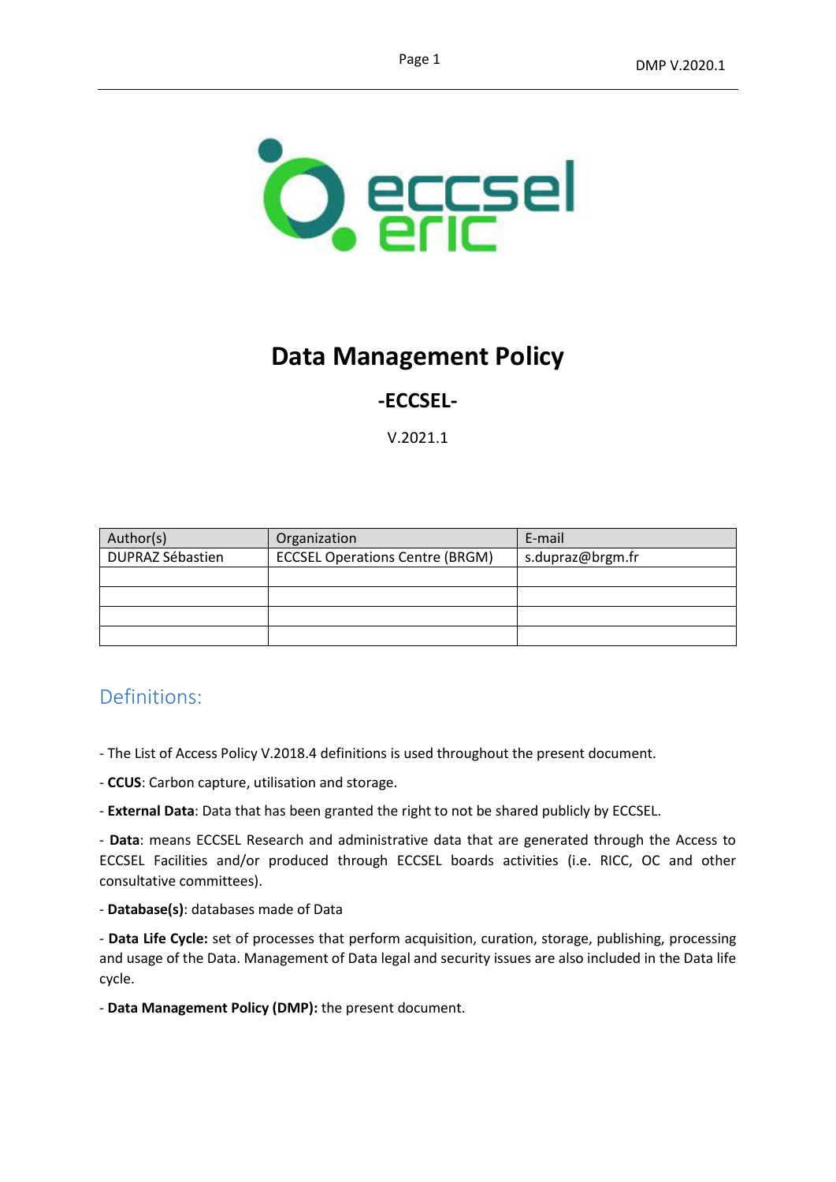# Data Management Policy

## -ECCSEL-

V.2021.1

| Author(s) | Organization | E-mail |
|---|---|---|
| DUPRAZ Sébastien | ECCSEL Operations Centre (BRGM) | s.dupraz@brgm.fr |
| | | |
| | | |
| | | |
| | | |

## Definitions:

- The List of Access Policy V.2018.4 definitions is used throughout the present document.

- **CCUS**: Carbon capture, utilisation and storage.

- **External Data**: Data that has been granted the right to not be shared publicly by ECCSEL.

- **Data**: means ECCSEL Research and administrative data that are generated through the Access to ECCSEL Facilities and/or produced through ECCSEL boards activities (i.e. RICC, OC and other consultative committees).

- **Database(s)**: databases made of Data

- **Data Life Cycle:** set of processes that perform acquisition, curation, storage, publishing, processing and usage of the Data. Management of Data legal and security issues are also included in the Data life cycle.

- **Data Management Policy (DMP):** the present document.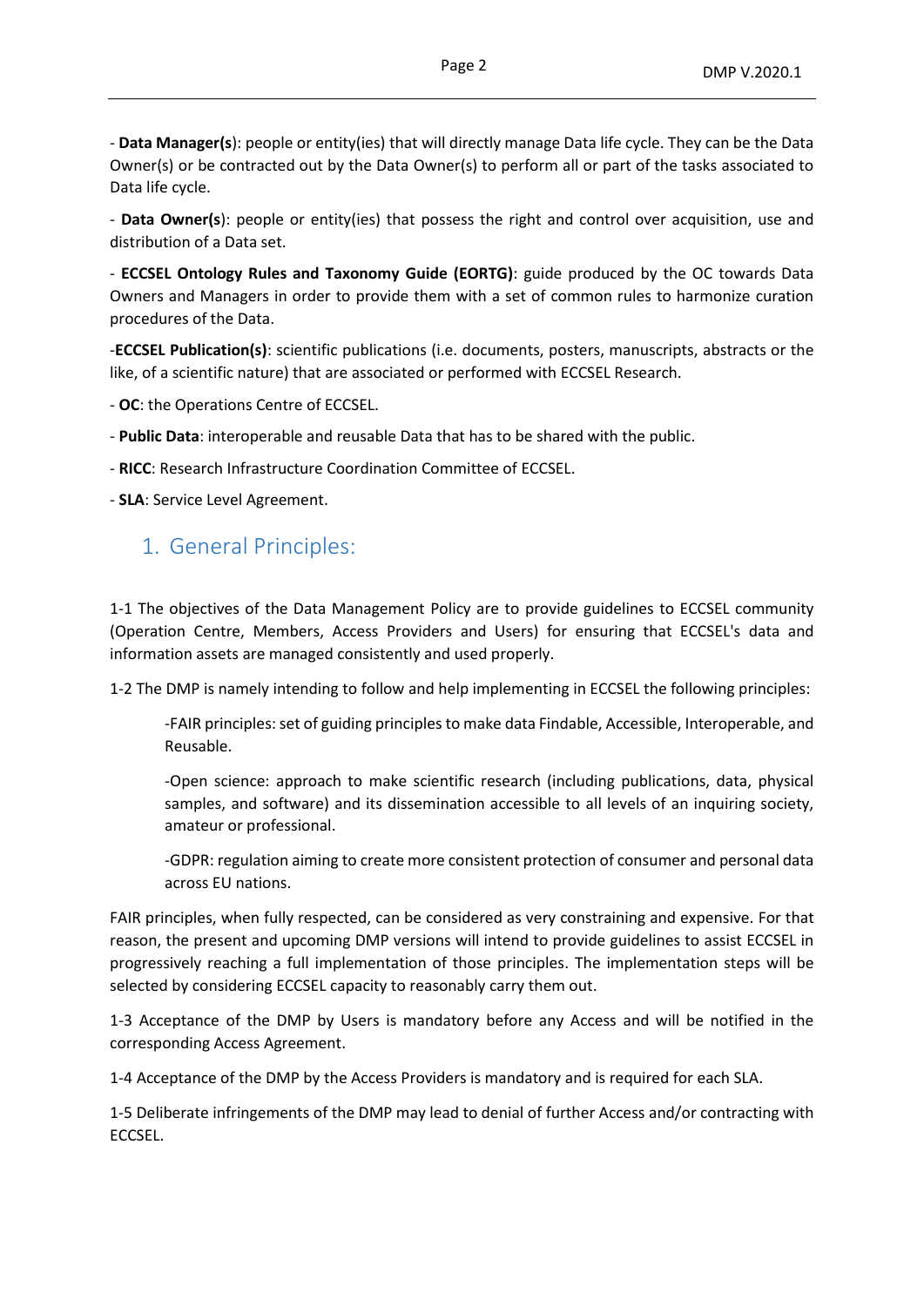- **Data Manager(s**): people or entity(ies) that will directly manage Data life cycle. They can be the Data Owner(s) or be contracted out by the Data Owner(s) to perform all or part of the tasks associated to Data life cycle.

- **Data Owner(s**): people or entity(ies) that possess the right and control over acquisition, use and distribution of a Data set.

- **ECCSEL Ontology Rules and Taxonomy Guide (EORTG)**: guide produced by the OC towards Data Owners and Managers in order to provide them with a set of common rules to harmonize curation procedures of the Data.

-**ECCSEL Publication(s)**: scientific publications (i.e. documents, posters, manuscripts, abstracts or the like, of a scientific nature) that are associated or performed with ECCSEL Research.

- **OC**: the Operations Centre of ECCSEL.

- **Public Data**: interoperable and reusable Data that has to be shared with the public.

- **RICC**: Research Infrastructure Coordination Committee of ECCSEL.

- **SLA**: Service Level Agreement.

## 1. General Principles:

1-1 The objectives of the Data Management Policy are to provide guidelines to ECCSEL community (Operation Centre, Members, Access Providers and Users) for ensuring that ECCSEL's data and information assets are managed consistently and used properly.

1-2 The DMP is namely intending to follow and help implementing in ECCSEL the following principles:

> -FAIR principles: set of guiding principles to make data Findable, Accessible, Interoperable, and Reusable.
>
> -Open science: approach to make scientific research (including publications, data, physical samples, and software) and its dissemination accessible to all levels of an inquiring society, amateur or professional.
>
> -GDPR: regulation aiming to create more consistent protection of consumer and personal data across EU nations.

FAIR principles, when fully respected, can be considered as very constraining and expensive. For that reason, the present and upcoming DMP versions will intend to provide guidelines to assist ECCSEL in progressively reaching a full implementation of those principles. The implementation steps will be selected by considering ECCSEL capacity to reasonably carry them out.

1-3 Acceptance of the DMP by Users is mandatory before any Access and will be notified in the corresponding Access Agreement.

1-4 Acceptance of the DMP by the Access Providers is mandatory and is required for each SLA.

1-5 Deliberate infringements of the DMP may lead to denial of further Access and/or contracting with ECCSEL.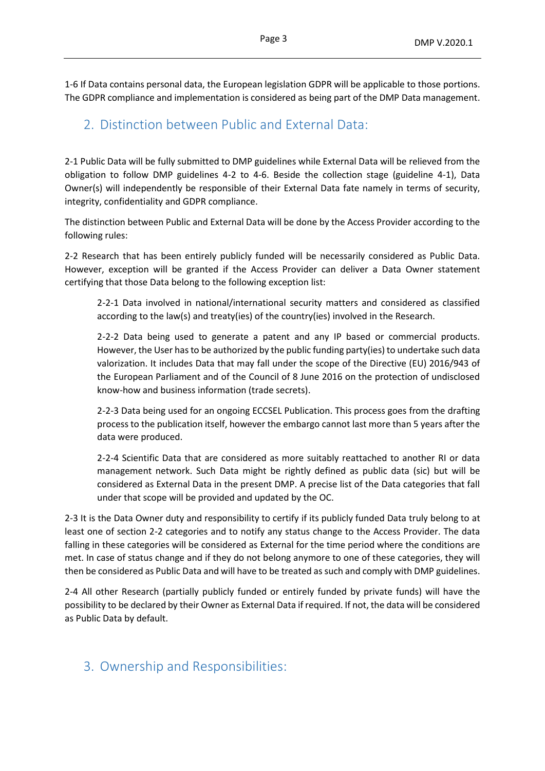1-6 If Data contains personal data, the European legislation GDPR will be applicable to those portions. The GDPR compliance and implementation is considered as being part of the DMP Data management.

## 2. Distinction between Public and External Data:

2-1 Public Data will be fully submitted to DMP guidelines while External Data will be relieved from the obligation to follow DMP guidelines 4-2 to 4-6. Beside the collection stage (guideline 4-1), Data Owner(s) will independently be responsible of their External Data fate namely in terms of security, integrity, confidentiality and GDPR compliance.

The distinction between Public and External Data will be done by the Access Provider according to the following rules:

2-2 Research that has been entirely publicly funded will be necessarily considered as Public Data. However, exception will be granted if the Access Provider can deliver a Data Owner statement certifying that those Data belong to the following exception list:

> 2-2-1 Data involved in national/international security matters and considered as classified according to the law(s) and treaty(ies) of the country(ies) involved in the Research.
>
> 2-2-2 Data being used to generate a patent and any IP based or commercial products. However, the User has to be authorized by the public funding party(ies) to undertake such data valorization. It includes Data that may fall under the scope of the Directive (EU) 2016/943 of the European Parliament and of the Council of 8 June 2016 on the protection of undisclosed know-how and business information (trade secrets).
>
> 2-2-3 Data being used for an ongoing ECCSEL Publication. This process goes from the drafting process to the publication itself, however the embargo cannot last more than 5 years after the data were produced.
>
> 2-2-4 Scientific Data that are considered as more suitably reattached to another RI or data management network. Such Data might be rightly defined as public data (sic) but will be considered as External Data in the present DMP. A precise list of the Data categories that fall under that scope will be provided and updated by the OC.

2-3 It is the Data Owner duty and responsibility to certify if its publicly funded Data truly belong to at least one of section 2-2 categories and to notify any status change to the Access Provider. The data falling in these categories will be considered as External for the time period where the conditions are met. In case of status change and if they do not belong anymore to one of these categories, they will then be considered as Public Data and will have to be treated as such and comply with DMP guidelines.

2-4 All other Research (partially publicly funded or entirely funded by private funds) will have the possibility to be declared by their Owner as External Data if required. If not, the data will be considered as Public Data by default.

## 3. Ownership and Responsibilities: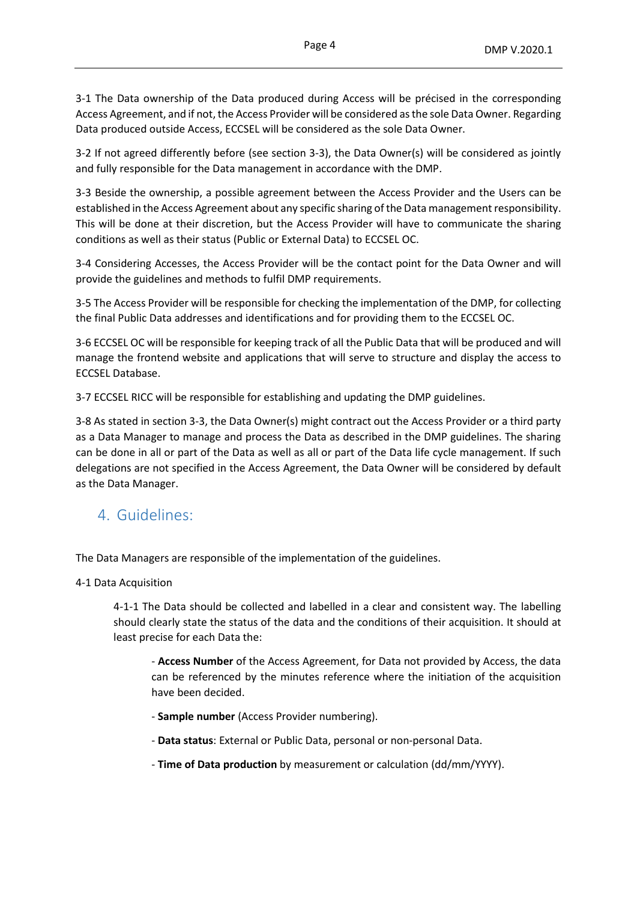3-1 The Data ownership of the Data produced during Access will be précised in the corresponding Access Agreement, and if not, the Access Provider will be considered as the sole Data Owner. Regarding Data produced outside Access, ECCSEL will be considered as the sole Data Owner.

3-2 If not agreed differently before (see section 3-3), the Data Owner(s) will be considered as jointly and fully responsible for the Data management in accordance with the DMP.

3-3 Beside the ownership, a possible agreement between the Access Provider and the Users can be established in the Access Agreement about any specific sharing of the Data management responsibility. This will be done at their discretion, but the Access Provider will have to communicate the sharing conditions as well as their status (Public or External Data) to ECCSEL OC.

3-4 Considering Accesses, the Access Provider will be the contact point for the Data Owner and will provide the guidelines and methods to fulfil DMP requirements.

3-5 The Access Provider will be responsible for checking the implementation of the DMP, for collecting the final Public Data addresses and identifications and for providing them to the ECCSEL OC.

3-6 ECCSEL OC will be responsible for keeping track of all the Public Data that will be produced and will manage the frontend website and applications that will serve to structure and display the access to ECCSEL Database.

3-7 ECCSEL RICC will be responsible for establishing and updating the DMP guidelines.

3-8 As stated in section 3-3, the Data Owner(s) might contract out the Access Provider or a third party as a Data Manager to manage and process the Data as described in the DMP guidelines. The sharing can be done in all or part of the Data as well as all or part of the Data life cycle management. If such delegations are not specified in the Access Agreement, the Data Owner will be considered by default as the Data Manager.

## 4. Guidelines:

The Data Managers are responsible of the implementation of the guidelines.

4-1 Data Acquisition

> 4-1-1 The Data should be collected and labelled in a clear and consistent way. The labelling should clearly state the status of the data and the conditions of their acquisition. It should at least precise for each Data the:
>
> - **Access Number** of the Access Agreement, for Data not provided by Access, the data can be referenced by the minutes reference where the initiation of the acquisition have been decided.
> - **Sample number** (Access Provider numbering).
> - **Data status**: External or Public Data, personal or non-personal Data.
> - **Time of Data production** by measurement or calculation (dd/mm/YYYY).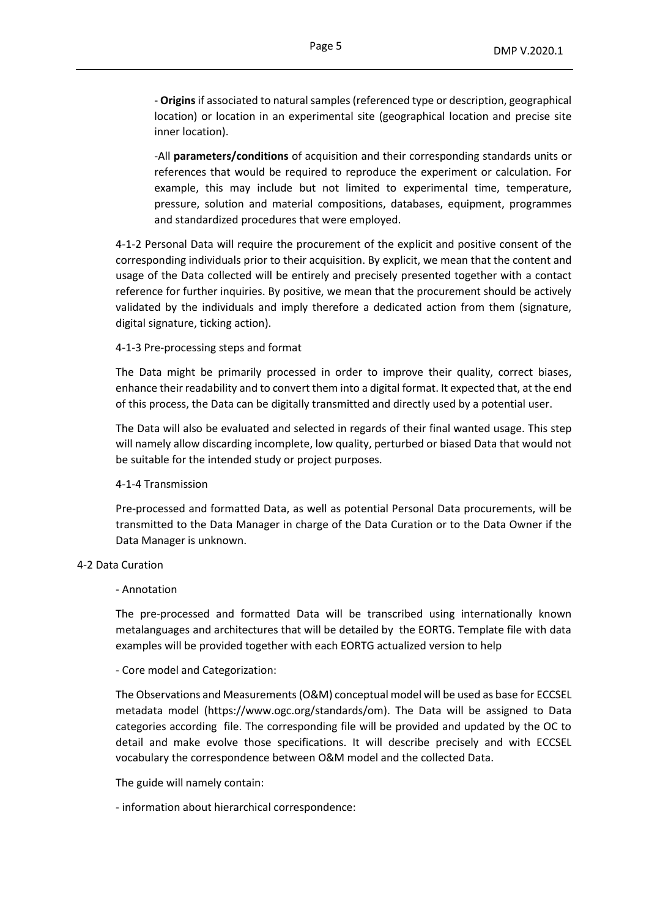- **Origins** if associated to natural samples (referenced type or description, geographical location) or location in an experimental site (geographical location and precise site inner location).

-All **parameters/conditions** of acquisition and their corresponding standards units or references that would be required to reproduce the experiment or calculation. For example, this may include but not limited to experimental time, temperature, pressure, solution and material compositions, databases, equipment, programmes and standardized procedures that were employed.

4-1-2 Personal Data will require the procurement of the explicit and positive consent of the corresponding individuals prior to their acquisition. By explicit, we mean that the content and usage of the Data collected will be entirely and precisely presented together with a contact reference for further inquiries. By positive, we mean that the procurement should be actively validated by the individuals and imply therefore a dedicated action from them (signature, digital signature, ticking action).

4-1-3 Pre-processing steps and format

The Data might be primarily processed in order to improve their quality, correct biases, enhance their readability and to convert them into a digital format. It expected that, at the end of this process, the Data can be digitally transmitted and directly used by a potential user.

The Data will also be evaluated and selected in regards of their final wanted usage. This step will namely allow discarding incomplete, low quality, perturbed or biased Data that would not be suitable for the intended study or project purposes.

4-1-4 Transmission

Pre-processed and formatted Data, as well as potential Personal Data procurements, will be transmitted to the Data Manager in charge of the Data Curation or to the Data Owner if the Data Manager is unknown.

4-2 Data Curation

- Annotation

The pre-processed and formatted Data will be transcribed using internationally known metalanguages and architectures that will be detailed by the EORTG. Template file with data examples will be provided together with each EORTG actualized version to help

- Core model and Categorization:

The Observations and Measurements (O&M) conceptual model will be used as base for ECCSEL metadata model (https://www.ogc.org/standards/om). The Data will be assigned to Data categories according file. The corresponding file will be provided and updated by the OC to detail and make evolve those specifications. It will describe precisely and with ECCSEL vocabulary the correspondence between O&M model and the collected Data.

The guide will namely contain:

- information about hierarchical correspondence: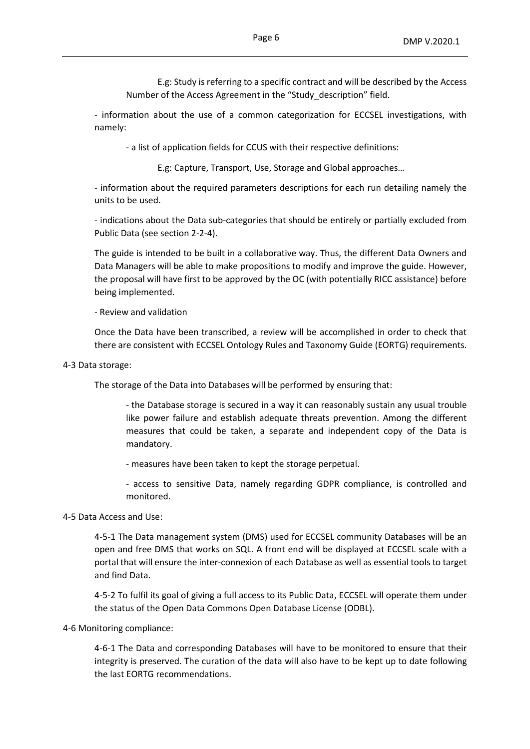E.g: Study is referring to a specific contract and will be described by the Access Number of the Access Agreement in the "Study_description" field.

- information about the use of a common categorization for ECCSEL investigations, with namely:

  - a list of application fields for CCUS with their respective definitions:

    E.g: Capture, Transport, Use, Storage and Global approaches…

- information about the required parameters descriptions for each run detailing namely the units to be used.

- indications about the Data sub-categories that should be entirely or partially excluded from Public Data (see section 2-2-4).

The guide is intended to be built in a collaborative way. Thus, the different Data Owners and Data Managers will be able to make propositions to modify and improve the guide. However, the proposal will have first to be approved by the OC (with potentially RICC assistance) before being implemented.

- Review and validation

Once the Data have been transcribed, a review will be accomplished in order to check that there are consistent with ECCSEL Ontology Rules and Taxonomy Guide (EORTG) requirements.

4-3 Data storage:

The storage of the Data into Databases will be performed by ensuring that:

- the Database storage is secured in a way it can reasonably sustain any usual trouble like power failure and establish adequate threats prevention. Among the different measures that could be taken, a separate and independent copy of the Data is mandatory.

- measures have been taken to kept the storage perpetual.

- access to sensitive Data, namely regarding GDPR compliance, is controlled and monitored.

4-5 Data Access and Use:

4-5-1 The Data management system (DMS) used for ECCSEL community Databases will be an open and free DMS that works on SQL. A front end will be displayed at ECCSEL scale with a portal that will ensure the inter-connexion of each Database as well as essential tools to target and find Data.

4-5-2 To fulfil its goal of giving a full access to its Public Data, ECCSEL will operate them under the status of the Open Data Commons Open Database License (ODBL).

4-6 Monitoring compliance:

4-6-1 The Data and corresponding Databases will have to be monitored to ensure that their integrity is preserved. The curation of the data will also have to be kept up to date following the last EORTG recommendations.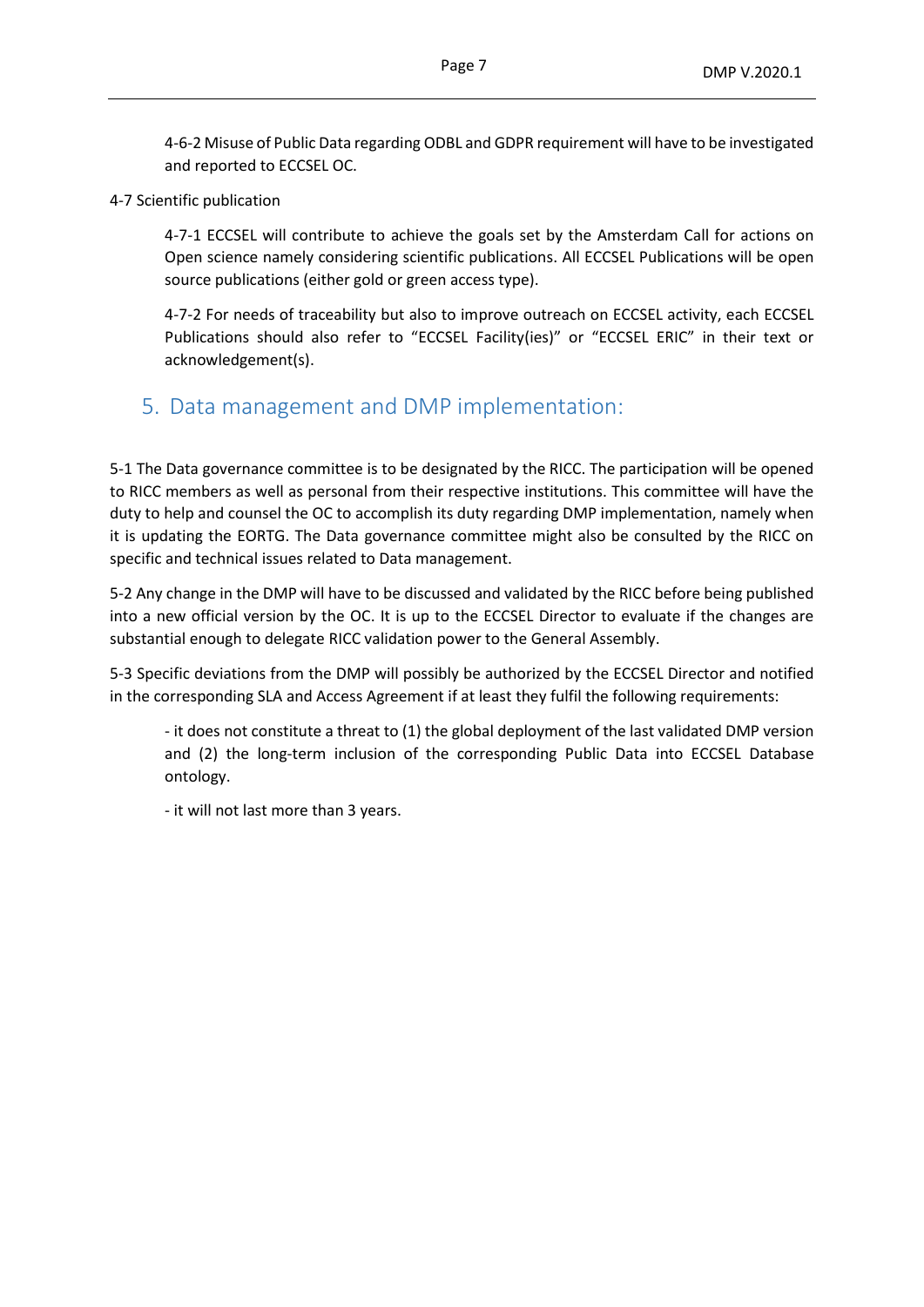4-6-2 Misuse of Public Data regarding ODBL and GDPR requirement will have to be investigated and reported to ECCSEL OC.

4-7 Scientific publication

4-7-1 ECCSEL will contribute to achieve the goals set by the Amsterdam Call for actions on Open science namely considering scientific publications. All ECCSEL Publications will be open source publications (either gold or green access type).

4-7-2 For needs of traceability but also to improve outreach on ECCSEL activity, each ECCSEL Publications should also refer to "ECCSEL Facility(ies)" or "ECCSEL ERIC" in their text or acknowledgement(s).

## 5. Data management and DMP implementation:

5-1 The Data governance committee is to be designated by the RICC. The participation will be opened to RICC members as well as personal from their respective institutions. This committee will have the duty to help and counsel the OC to accomplish its duty regarding DMP implementation, namely when it is updating the EORTG. The Data governance committee might also be consulted by the RICC on specific and technical issues related to Data management.

5-2 Any change in the DMP will have to be discussed and validated by the RICC before being published into a new official version by the OC. It is up to the ECCSEL Director to evaluate if the changes are substantial enough to delegate RICC validation power to the General Assembly.

5-3 Specific deviations from the DMP will possibly be authorized by the ECCSEL Director and notified in the corresponding SLA and Access Agreement if at least they fulfil the following requirements:

- it does not constitute a threat to (1) the global deployment of the last validated DMP version and (2) the long-term inclusion of the corresponding Public Data into ECCSEL Database ontology.

- it will not last more than 3 years.